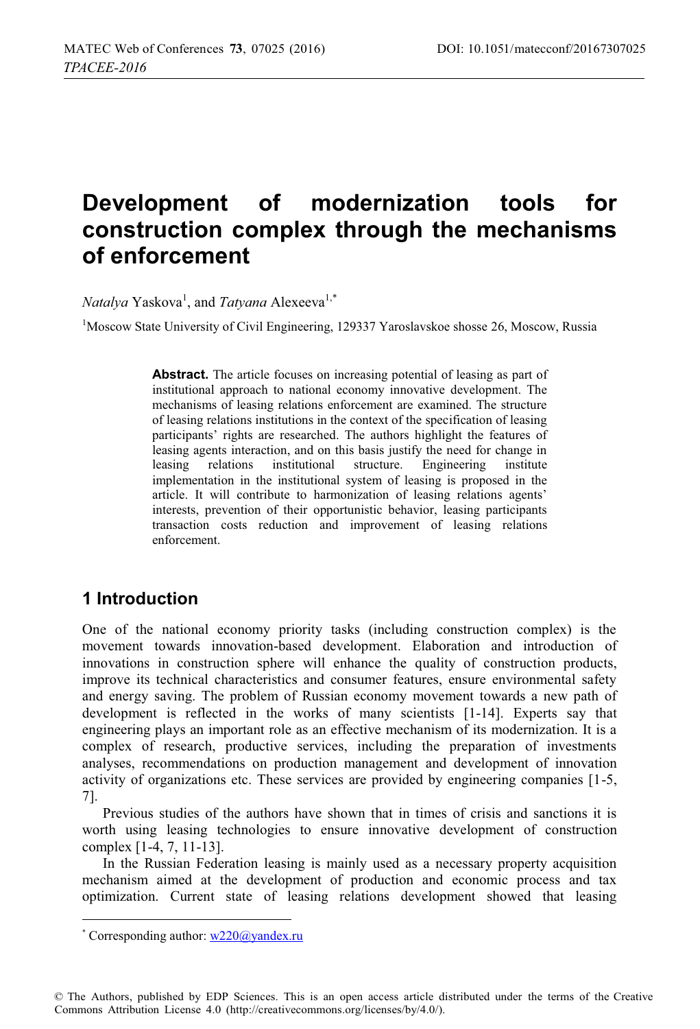# Development of modernization tools for construction complex through the mechanisms of enforcement

*Natalya* Yaskova[1], and *Tatyana* Alexeeva[1,*]

[1]Moscow State University of Civil Engineering, 129337 Yaroslavskoe shosse 26, Moscow, Russia

**Abstract.** The article focuses on increasing potential of leasing as part of institutional approach to national economy innovative development. The mechanisms of leasing relations enforcement are examined. The structure of leasing relations institutions in the context of the specification of leasing participants' rights are researched. The authors highlight the features of leasing agents interaction, and on this basis justify the need for change in leasing relations institutional structure. Engineering institute implementation in the institutional system of leasing is proposed in the article. It will contribute to harmonization of leasing relations agents' interests, prevention of their opportunistic behavior, leasing participants transaction costs reduction and improvement of leasing relations enforcement.

## 1 Introduction

One of the national economy priority tasks (including construction complex) is the movement towards innovation-based development. Elaboration and introduction of innovations in construction sphere will enhance the quality of construction products, improve its technical characteristics and consumer features, ensure environmental safety and energy saving. The problem of Russian economy movement towards a new path of development is reflected in the works of many scientists [1-14]. Experts say that engineering plays an important role as an effective mechanism of its modernization. It is a complex of research, productive services, including the preparation of investments analyses, recommendations on production management and development of innovation activity of organizations etc. These services are provided by engineering companies [1-5, 7].

Previous studies of the authors have shown that in times of crisis and sanctions it is worth using leasing technologies to ensure innovative development of construction complex [1-4, 7, 11-13].

In the Russian Federation leasing is mainly used as a necessary property acquisition mechanism aimed at the development of production and economic process and tax optimization. Current state of leasing relations development showed that leasing

---

[*] Corresponding author: w220@yandex.ru

© The Authors, published by EDP Sciences. This is an open access article distributed under the terms of the Creative Commons Attribution License 4.0 (http://creativecommons.org/licenses/by/4.0/).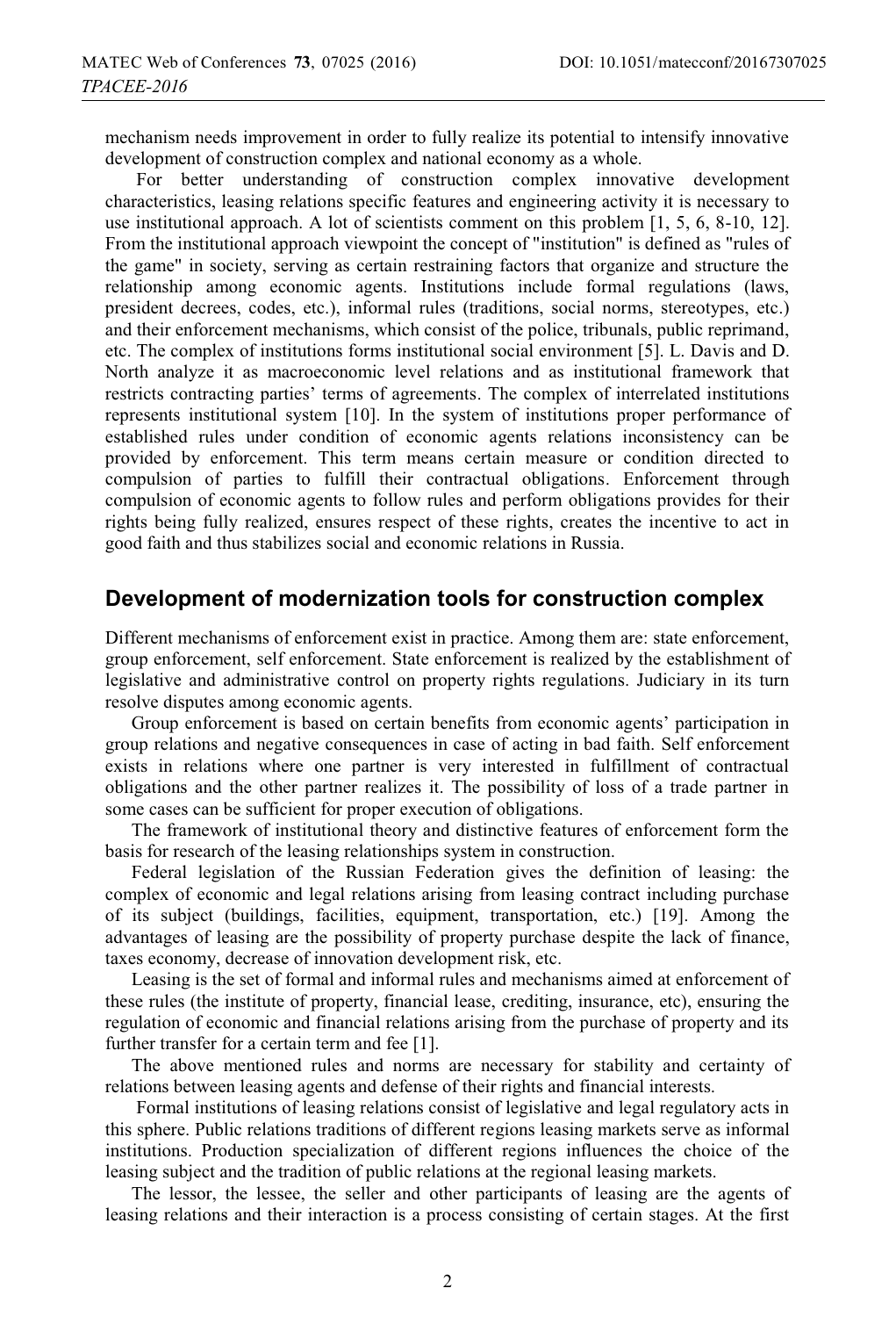mechanism needs improvement in order to fully realize its potential to intensify innovative development of construction complex and national economy as a whole.

For better understanding of construction complex innovative development characteristics, leasing relations specific features and engineering activity it is necessary to use institutional approach. A lot of scientists comment on this problem [1, 5, 6, 8-10, 12]. From the institutional approach viewpoint the concept of "institution" is defined as "rules of the game" in society, serving as certain restraining factors that organize and structure the relationship among economic agents. Institutions include formal regulations (laws, president decrees, codes, etc.), informal rules (traditions, social norms, stereotypes, etc.) and their enforcement mechanisms, which consist of the police, tribunals, public reprimand, etc. The complex of institutions forms institutional social environment [5]. L. Davis and D. North analyze it as macroeconomic level relations and as institutional framework that restricts contracting parties' terms of agreements. The complex of interrelated institutions represents institutional system [10]. In the system of institutions proper performance of established rules under condition of economic agents relations inconsistency can be provided by enforcement. This term means certain measure or condition directed to compulsion of parties to fulfill their contractual obligations. Enforcement through compulsion of economic agents to follow rules and perform obligations provides for their rights being fully realized, ensures respect of these rights, creates the incentive to act in good faith and thus stabilizes social and economic relations in Russia.

## Development of modernization tools for construction complex

Different mechanisms of enforcement exist in practice. Among them are: state enforcement, group enforcement, self enforcement. State enforcement is realized by the establishment of legislative and administrative control on property rights regulations. Judiciary in its turn resolve disputes among economic agents.

Group enforcement is based on certain benefits from economic agents' participation in group relations and negative consequences in case of acting in bad faith. Self enforcement exists in relations where one partner is very interested in fulfillment of contractual obligations and the other partner realizes it. The possibility of loss of a trade partner in some cases can be sufficient for proper execution of obligations.

The framework of institutional theory and distinctive features of enforcement form the basis for research of the leasing relationships system in construction.

Federal legislation of the Russian Federation gives the definition of leasing: the complex of economic and legal relations arising from leasing contract including purchase of its subject (buildings, facilities, equipment, transportation, etc.) [19]. Among the advantages of leasing are the possibility of property purchase despite the lack of finance, taxes economy, decrease of innovation development risk, etc.

Leasing is the set of formal and informal rules and mechanisms aimed at enforcement of these rules (the institute of property, financial lease, crediting, insurance, etc), ensuring the regulation of economic and financial relations arising from the purchase of property and its further transfer for a certain term and fee [1].

The above mentioned rules and norms are necessary for stability and certainty of relations between leasing agents and defense of their rights and financial interests.

Formal institutions of leasing relations consist of legislative and legal regulatory acts in this sphere. Public relations traditions of different regions leasing markets serve as informal institutions. Production specialization of different regions influences the choice of the leasing subject and the tradition of public relations at the regional leasing markets.

The lessor, the lessee, the seller and other participants of leasing are the agents of leasing relations and their interaction is a process consisting of certain stages. At the first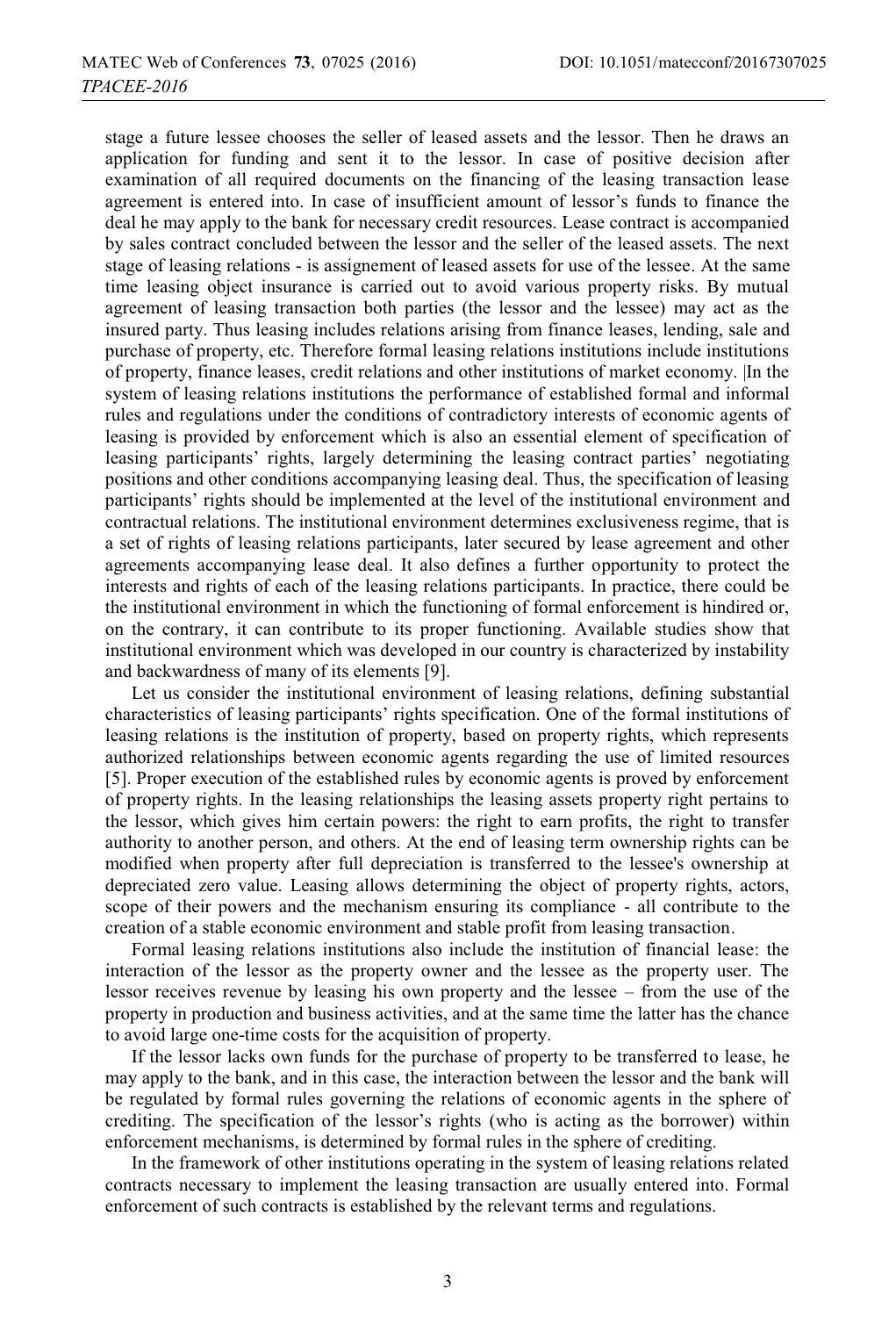stage a future lessee chooses the seller of leased assets and the lessor. Then he draws an application for funding and sent it to the lessor. In case of positive decision after examination of all required documents on the financing of the leasing transaction lease agreement is entered into. In case of insufficient amount of lessor's funds to finance the deal he may apply to the bank for necessary credit resources. Lease contract is accompanied by sales contract concluded between the lessor and the seller of the leased assets. The next stage of leasing relations - is assignement of leased assets for use of the lessee. At the same time leasing object insurance is carried out to avoid various property risks. By mutual agreement of leasing transaction both parties (the lessor and the lessee) may act as the insured party. Thus leasing includes relations arising from finance leases, lending, sale and purchase of property, etc. Therefore formal leasing relations institutions include institutions of property, finance leases, credit relations and other institutions of market economy. |In the system of leasing relations institutions the performance of established formal and informal rules and regulations under the conditions of contradictory interests of economic agents of leasing is provided by enforcement which is also an essential element of specification of leasing participants' rights, largely determining the leasing contract parties' negotiating positions and other conditions accompanying leasing deal. Thus, the specification of leasing participants' rights should be implemented at the level of the institutional environment and contractual relations. The institutional environment determines exclusiveness regime, that is a set of rights of leasing relations participants, later secured by lease agreement and other agreements accompanying lease deal. It also defines a further opportunity to protect the interests and rights of each of the leasing relations participants. In practice, there could be the institutional environment in which the functioning of formal enforcement is hindired or, on the contrary, it can contribute to its proper functioning. Available studies show that institutional environment which was developed in our country is characterized by instability and backwardness of many of its elements [9].

Let us consider the institutional environment of leasing relations, defining substantial characteristics of leasing participants' rights specification. One of the formal institutions of leasing relations is the institution of property, based on property rights, which represents authorized relationships between economic agents regarding the use of limited resources [5]. Proper execution of the established rules by economic agents is proved by enforcement of property rights. In the leasing relationships the leasing assets property right pertains to the lessor, which gives him certain powers: the right to earn profits, the right to transfer authority to another person, and others. At the end of leasing term ownership rights can be modified when property after full depreciation is transferred to the lessee's ownership at depreciated zero value. Leasing allows determining the object of property rights, actors, scope of their powers and the mechanism ensuring its compliance - all contribute to the creation of a stable economic environment and stable profit from leasing transaction.

Formal leasing relations institutions also include the institution of financial lease: the interaction of the lessor as the property owner and the lessee as the property user. The lessor receives revenue by leasing his own property and the lessee – from the use of the property in production and business activities, and at the same time the latter has the chance to avoid large one-time costs for the acquisition of property.

If the lessor lacks own funds for the purchase of property to be transferred to lease, he may apply to the bank, and in this case, the interaction between the lessor and the bank will be regulated by formal rules governing the relations of economic agents in the sphere of crediting. The specification of the lessor's rights (who is acting as the borrower) within enforcement mechanisms, is determined by formal rules in the sphere of crediting.

In the framework of other institutions operating in the system of leasing relations related contracts necessary to implement the leasing transaction are usually entered into. Formal enforcement of such contracts is established by the relevant terms and regulations.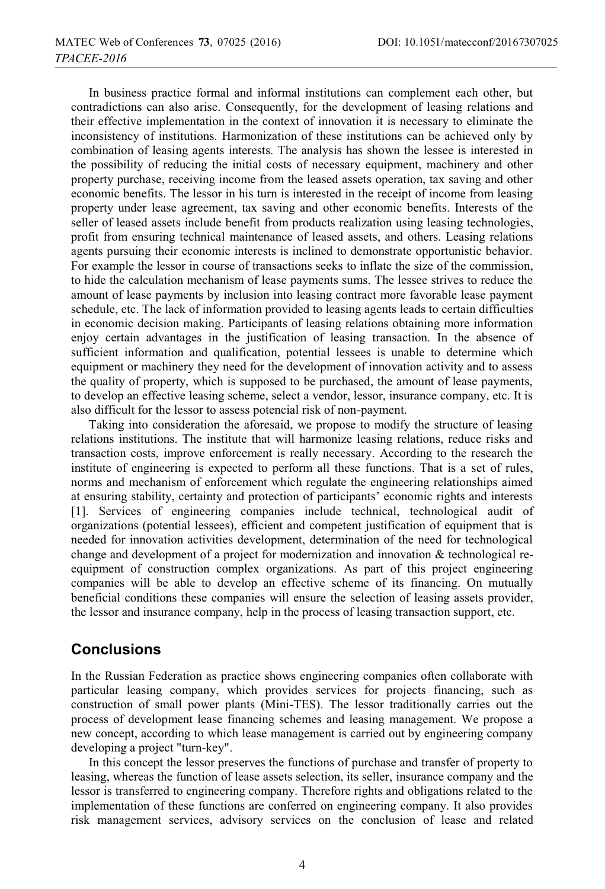In business practice formal and informal institutions can complement each other, but contradictions can also arise. Consequently, for the development of leasing relations and their effective implementation in the context of innovation it is necessary to eliminate the inconsistency of institutions. Harmonization of these institutions can be achieved only by combination of leasing agents interests. The analysis has shown the lessee is interested in the possibility of reducing the initial costs of necessary equipment, machinery and other property purchase, receiving income from the leased assets operation, tax saving and other economic benefits. The lessor in his turn is interested in the receipt of income from leasing property under lease agreement, tax saving and other economic benefits. Interests of the seller of leased assets include benefit from products realization using leasing technologies, profit from ensuring technical maintenance of leased assets, and others. Leasing relations agents pursuing their economic interests is inclined to demonstrate opportunistic behavior. For example the lessor in course of transactions seeks to inflate the size of the commission, to hide the calculation mechanism of lease payments sums. The lessee strives to reduce the amount of lease payments by inclusion into leasing contract more favorable lease payment schedule, etc. The lack of information provided to leasing agents leads to certain difficulties in economic decision making. Participants of leasing relations obtaining more information enjoy certain advantages in the justification of leasing transaction. In the absence of sufficient information and qualification, potential lessees is unable to determine which equipment or machinery they need for the development of innovation activity and to assess the quality of property, which is supposed to be purchased, the amount of lease payments, to develop an effective leasing scheme, select a vendor, lessor, insurance company, etc. It is also difficult for the lessor to assess potencial risk of non-payment.

Taking into consideration the aforesaid, we propose to modify the structure of leasing relations institutions. The institute that will harmonize leasing relations, reduce risks and transaction costs, improve enforcement is really necessary. According to the research the institute of engineering is expected to perform all these functions. That is a set of rules, norms and mechanism of enforcement which regulate the engineering relationships aimed at ensuring stability, certainty and protection of participants' economic rights and interests [1]. Services of engineering companies include technical, technological audit of organizations (potential lessees), efficient and competent justification of equipment that is needed for innovation activities development, determination of the need for technological change and development of a project for modernization and innovation & technological re-equipment of construction complex organizations. As part of this project engineering companies will be able to develop an effective scheme of its financing. On mutually beneficial conditions these companies will ensure the selection of leasing assets provider, the lessor and insurance company, help in the process of leasing transaction support, etc.

## Conclusions

In the Russian Federation as practice shows engineering companies often collaborate with particular leasing company, which provides services for projects financing, such as construction of small power plants (Mini-TES). The lessor traditionally carries out the process of development lease financing schemes and leasing management. We propose a new concept, according to which lease management is carried out by engineering company developing a project "turn-key".

In this concept the lessor preserves the functions of purchase and transfer of property to leasing, whereas the function of lease assets selection, its seller, insurance company and the lessor is transferred to engineering company. Therefore rights and obligations related to the implementation of these functions are conferred on engineering company. It also provides risk management services, advisory services on the conclusion of lease and related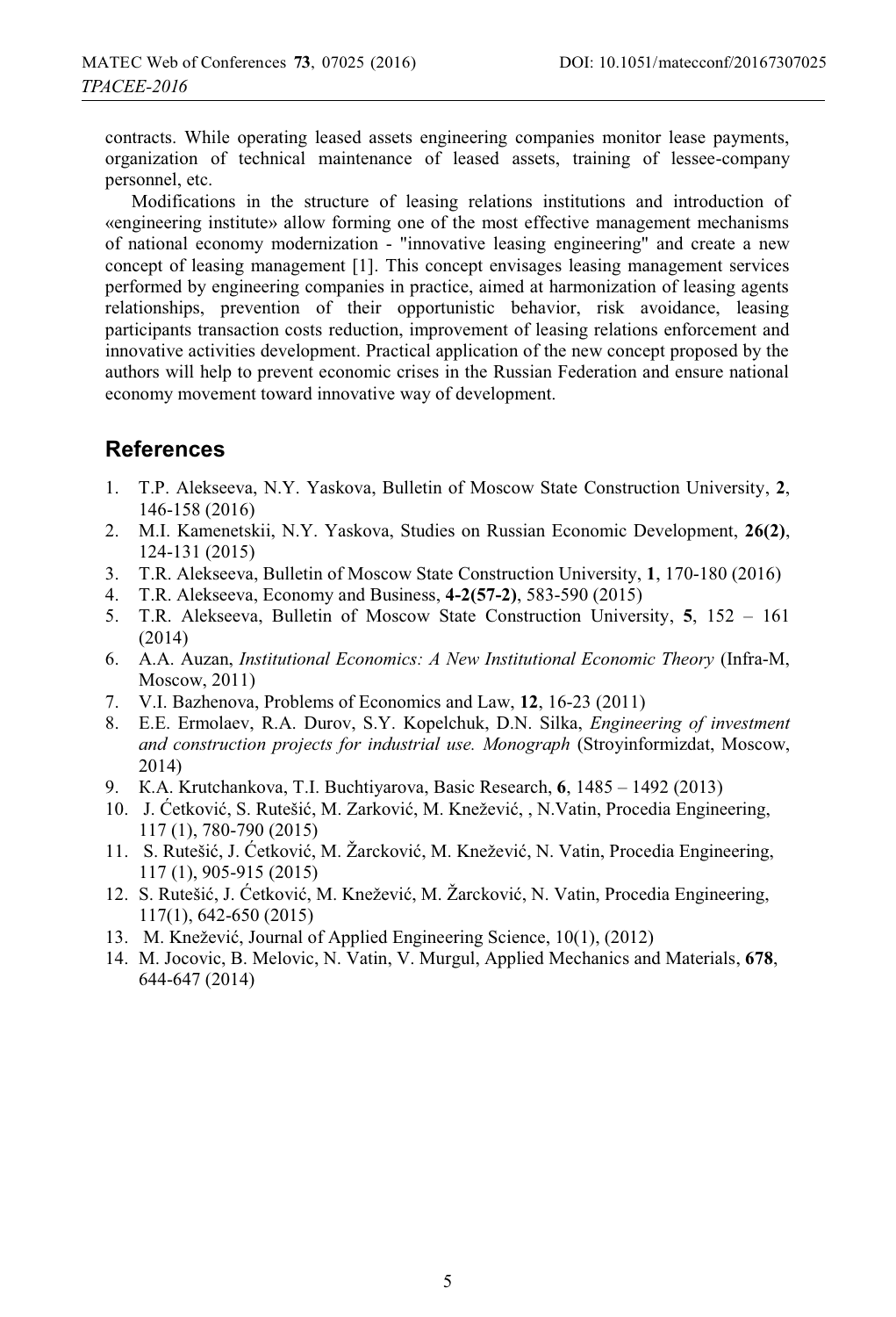contracts. While operating leased assets engineering companies monitor lease payments, organization of technical maintenance of leased assets, training of lessee-company personnel, etc.

Modifications in the structure of leasing relations institutions and introduction of «engineering institute» allow forming one of the most effective management mechanisms of national economy modernization - "innovative leasing engineering" and create a new concept of leasing management [1]. This concept envisages leasing management services performed by engineering companies in practice, aimed at harmonization of leasing agents relationships, prevention of their opportunistic behavior, risk avoidance, leasing participants transaction costs reduction, improvement of leasing relations enforcement and innovative activities development. Practical application of the new concept proposed by the authors will help to prevent economic crises in the Russian Federation and ensure national economy movement toward innovative way of development.

## References

1. T.P. Alekseeva, N.Y. Yaskova, Bulletin of Moscow State Construction University, **2**, 146-158 (2016)
2. M.I. Kamenetskii, N.Y. Yaskova, Studies on Russian Economic Development, **26(2)**, 124-131 (2015)
3. T.R. Alekseeva, Bulletin of Moscow State Construction University, **1**, 170-180 (2016)
4. T.R. Alekseeva, Economy and Business, **4-2(57-2)**, 583-590 (2015)
5. T.R. Alekseeva, Bulletin of Moscow State Construction University, **5**, 152 – 161 (2014)
6. A.A. Auzan, *Institutional Economics: A New Institutional Economic Theory* (Infra-M, Moscow, 2011)
7. V.I. Bazhenova, Problems of Economics and Law, **12**, 16-23 (2011)
8. E.E. Ermolaev, R.A. Durov, S.Y. Kopelchuk, D.N. Silka, *Engineering of investment and construction projects for industrial use. Monograph* (Stroyinformizdat, Moscow, 2014)
9. K.A. Krutchankova, T.I. Buchtiyarova, Basic Research, **6**, 1485 – 1492 (2013)
10. J. Ćetković, S. Rutešić, M. Zarković, M. Knežević, , N.Vatin, Procedia Engineering, 117 (1), 780-790 (2015)
11. S. Rutešić, J. Ćetković, M. Žarcković, M. Knežević, N. Vatin, Procedia Engineering, 117 (1), 905-915 (2015)
12. S. Rutešić, J. Ćetković, M. Knežević, M. Žarcković, N. Vatin, Procedia Engineering, 117(1), 642-650 (2015)
13. M. Knežević, Journal of Applied Engineering Science, 10(1), (2012)
14. M. Jocovic, B. Melovic, N. Vatin, V. Murgul, Applied Mechanics and Materials, **678**, 644-647 (2014)